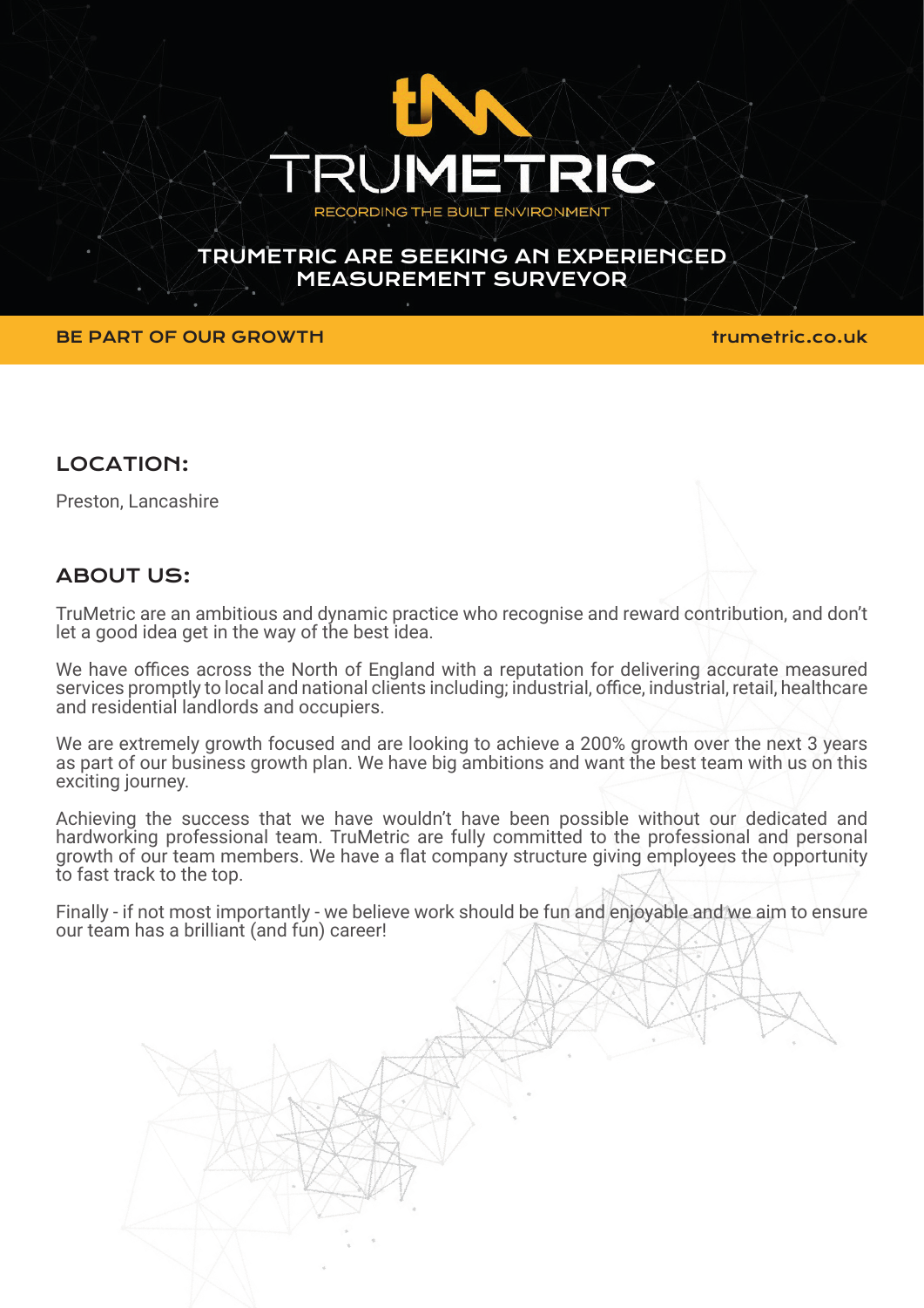# TRUMETRIC

RECORDING THE BUILT ENVIRONMENT

## TRUMETRIC ARE SEEKING AN EXPERIENCED MEASUREMENT SURVEYOR

**BE PART OF OUR GROWTH** trumetric.co.uk

### LOCATION:

Preston, Lancashire

### ABOUT US:

TruMetric are an ambitious and dynamic practice who recognise and reward contribution, and don't let a good idea get in the way of the best idea.

We have offices across the North of England with a reputation for delivering accurate measured services promptly to local and national clients including; industrial, office, industrial, retail, healthcare and residential landlords and occupiers.

We are extremely growth focused and are looking to achieve a 200% growth over the next 3 years as part of our business growth plan. We have big ambitions and want the best team with us on this exciting journey.

Achieving the success that we have wouldn't have been possible without our dedicated and hardworking professional team. TruMetric are fully committed to the professional and personal growth of our team members. We have a flat company structure giving employees the opportunity to fast track to the top.

Finally - if not most importantly - we believe work should be fun and enjoyable and we aim to ensure our team has a brilliant (and fun) career!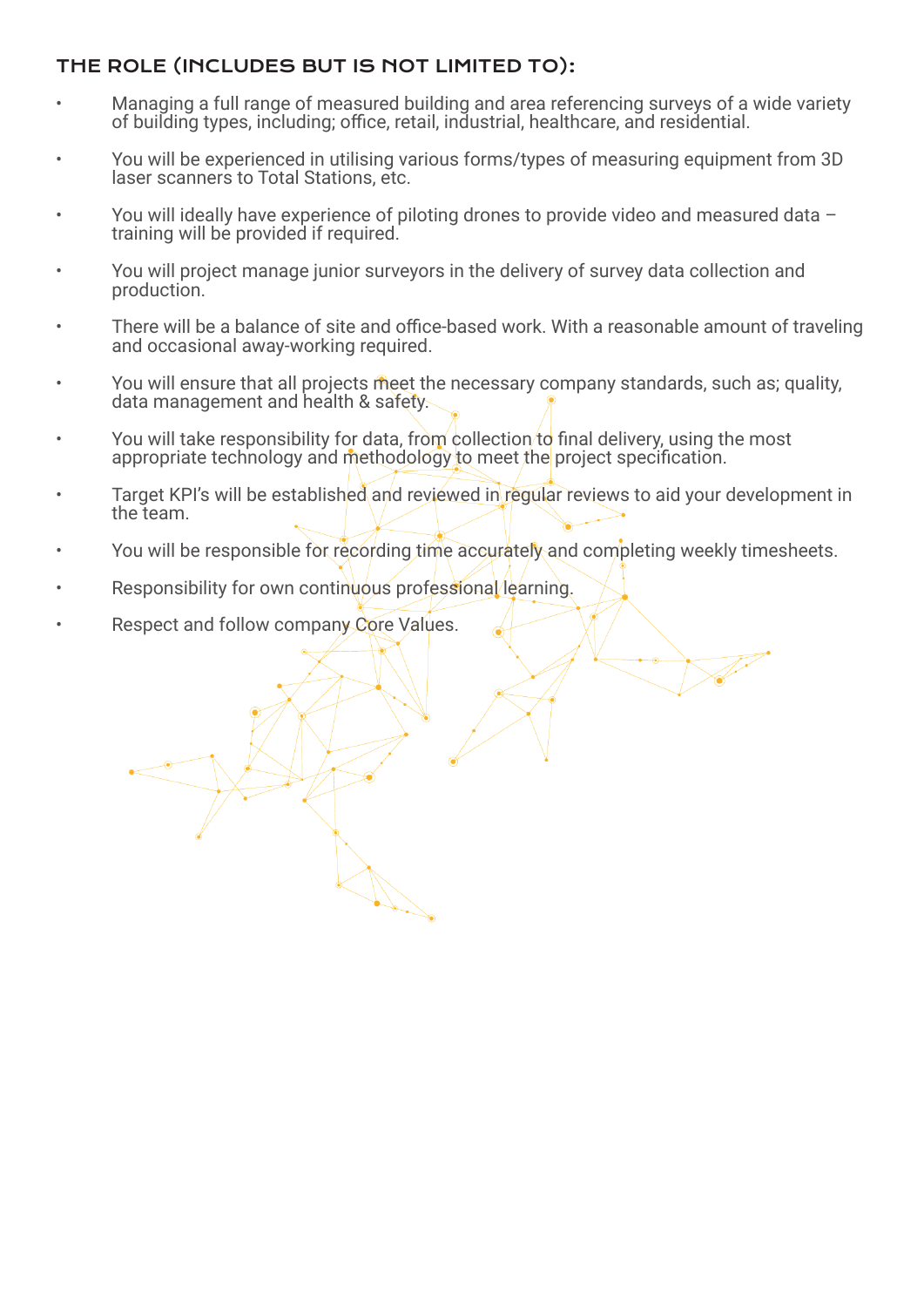## THE ROLE (INCLUDES BUT IS NOT LIMITED TO):

- Managing a full range of measured building and area referencing surveys of a wide variety of building types, including; office, retail, industrial, healthcare, and residential.
- You will be experienced in utilising various forms/types of measuring equipment from 3D laser scanners to Total Stations, etc.
- You will ideally have experience of piloting drones to provide video and measured data – training will be provided if required.
- You will project manage junior surveyors in the delivery of survey data collection and production.
- There will be a balance of site and office-based work. With a reasonable amount of traveling and occasional away-working required.
- You will ensure that all projects meet the necessary company standards, such as; quality, data management and health & safety.
- You will take responsibility for data, from collection to final delivery, using the most appropriate technology and methodology to meet the project specification.
- Target KPI's will be established and reviewed in regular reviews to aid your development in the team.
- You will be responsible for recording time accurately and completing weekly timesheets.
- Responsibility for own continuous professional learning.
- Respect and follow company Core Values.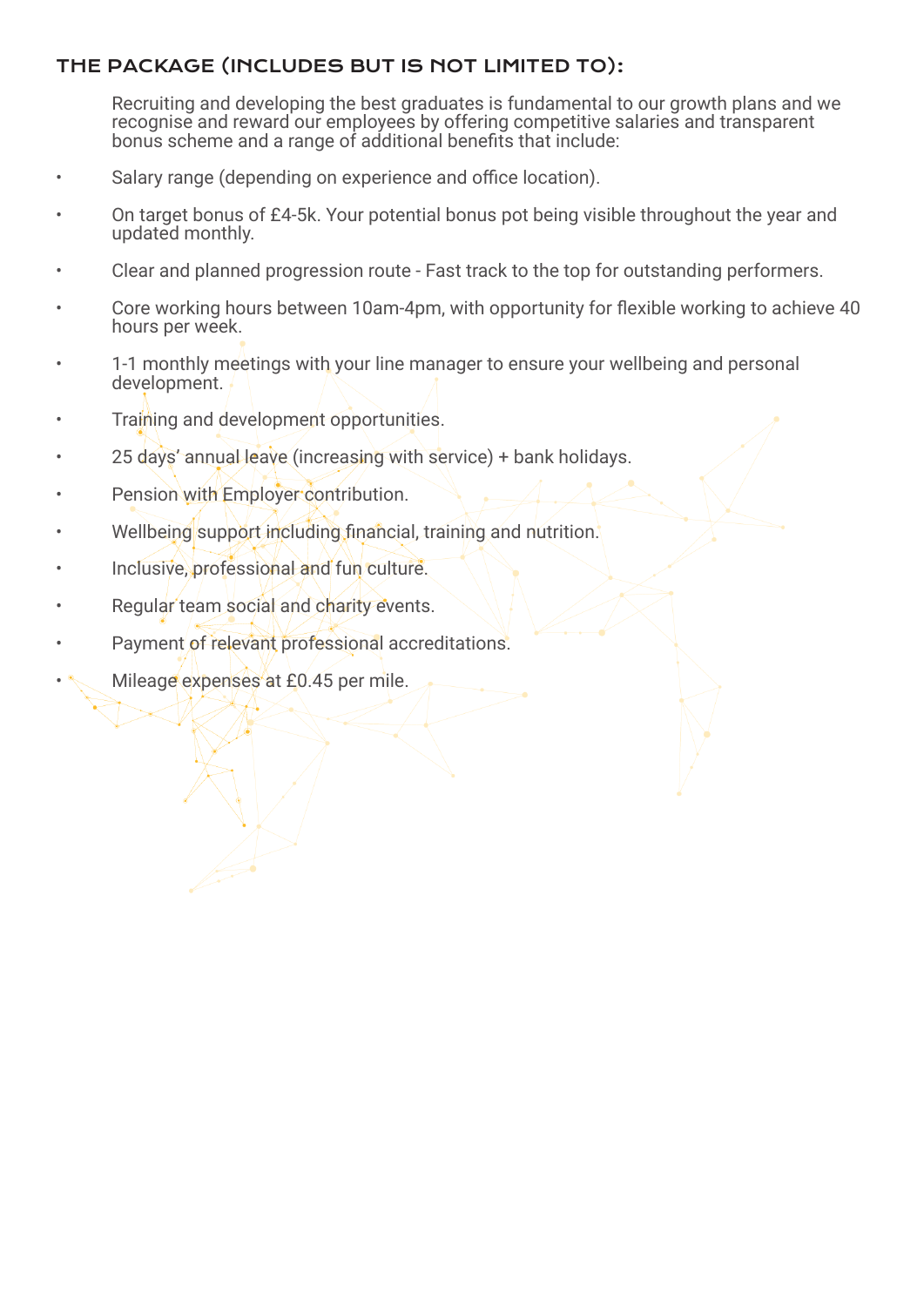## THE PACKAGE (INCLUDES BUT IS NOT LIMITED TO):

Recruiting and developing the best graduates is fundamental to our growth plans and we recognise and reward our employees by offering competitive salaries and transparent bonus scheme and a range of additional benefits that include:

- Salary range (depending on experience and office location).
- On target bonus of £4-5k. Your potential bonus pot being visible throughout the year and updated monthly.
- Clear and planned progression route - Fast track to the top for outstanding performers.
- Core working hours between 10am-4pm, with opportunity for flexible working to achieve 40 hours per week.
- 1-1 monthly meetings with your line manager to ensure your wellbeing and personal development.
- Training and development opportunities.
- 25 days' annual leave (increasing with service) + bank holidays.
- Pension with Employer contribution.
- Wellbeing support including financial, training and nutrition.
- Inclusive, professional and fun culture.
- Regular team social and charity events.
- Payment of relevant professional accreditations.
- Mileage expenses at £0.45 per mile.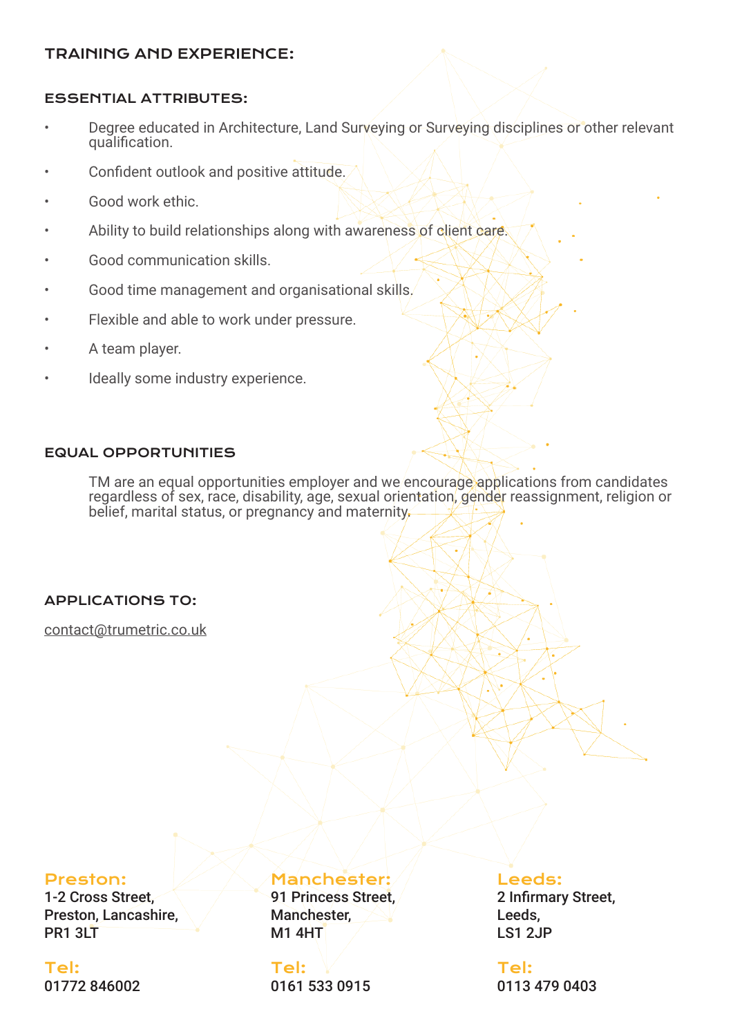## TRAINING AND EXPERIENCE:

### ESSENTIAL ATTRIBUTES:

- Degree educated in Architecture, Land Surveying or Surveying disciplines or other relevant qualification.
- Confident outlook and positive attitude.
- Good work ethic.
- Ability to build relationships along with awareness of client care.
- Good communication skills.
- Good time management and organisational skills.
- Flexible and able to work under pressure.
- A team player.
- Ideally some industry experience.

### EQUAL OPPORTUNITIES

TM are an equal opportunities employer and we encourage applications from candidates regardless of sex, race, disability, age, sexual orientation, gender reassignment, religion or belief, marital status, or pregnancy and maternity.

### APPLICATIONS TO:

contact@trumetric.co.uk

**Preston:**
1-2 Cross Street,
Preston, Lancashire,
PR1 3LT

**Tel:**
01772 846002

**Manchester:**
91 Princess Street,
Manchester,
M1 4HT

**Tel:**
0161 533 0915

**Leeds:**
2 Infirmary Street,
Leeds,
LS1 2JP

**Tel:**
0113 479 0403